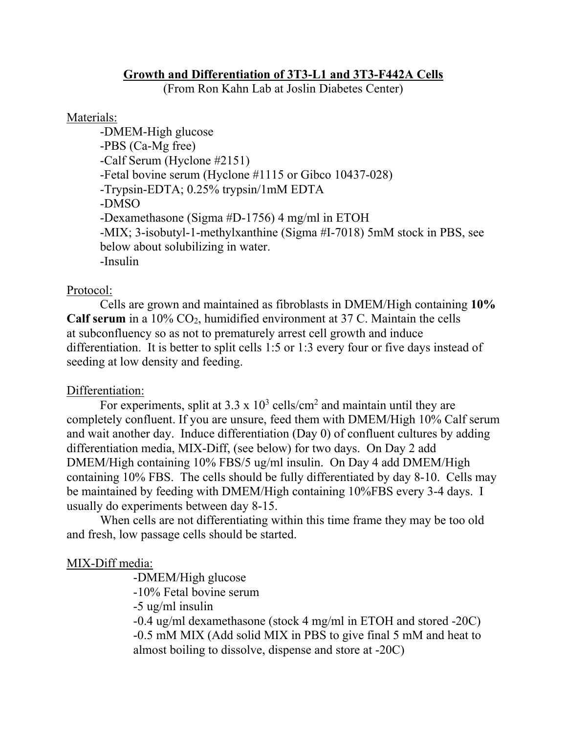**Growth and Differentiation of 3T3-L1 and 3T3-F442A Cells**

(From Ron Kahn Lab at Joslin Diabetes Center)

Materials:

- -DMEM-High glucose
- -PBS (Ca-Mg free)
- -Calf Serum (Hyclone #2151)
- -Fetal bovine serum (Hyclone #1115 or Gibco 10437-028)
- -Trypsin-EDTA; 0.25% trypsin/1mM EDTA
- -DMSO
- -Dexamethasone (Sigma #D-1756) 4 mg/ml in ETOH
- -MIX; 3-isobutyl-1-methylxanthine (Sigma #I-7018) 5mM stock in PBS, see below about solubilizing in water.
- -Insulin

Protocol:

Cells are grown and maintained as fibroblasts in DMEM/High containing **10% Calf serum** in a 10% $CO_2$, humidified environment at 37 C. Maintain the cells at subconfluency so as not to prematurely arrest cell growth and induce differentiation. It is better to split cells 1:5 or 1:3 every four or five days instead of seeding at low density and feeding.

Differentiation:

For experiments, split at $3.3 \times 10^3$ cells/cm$^2$ and maintain until they are completely confluent. If you are unsure, feed them with DMEM/High 10% Calf serum and wait another day. Induce differentiation (Day 0) of confluent cultures by adding differentiation media, MIX-Diff, (see below) for two days. On Day 2 add DMEM/High containing 10% FBS/5 ug/ml insulin. On Day 4 add DMEM/High containing 10% FBS. The cells should be fully differentiated by day 8-10. Cells may be maintained by feeding with DMEM/High containing 10%FBS every 3-4 days. I usually do experiments between day 8-15.

When cells are not differentiating within this time frame they may be too old and fresh, low passage cells should be started.

MIX-Diff media:

- -DMEM/High glucose
- -10% Fetal bovine serum
- -5 ug/ml insulin
- -0.4 ug/ml dexamethasone (stock 4 mg/ml in ETOH and stored -20C)
- -0.5 mM MIX (Add solid MIX in PBS to give final 5 mM and heat to almost boiling to dissolve, dispense and store at -20C)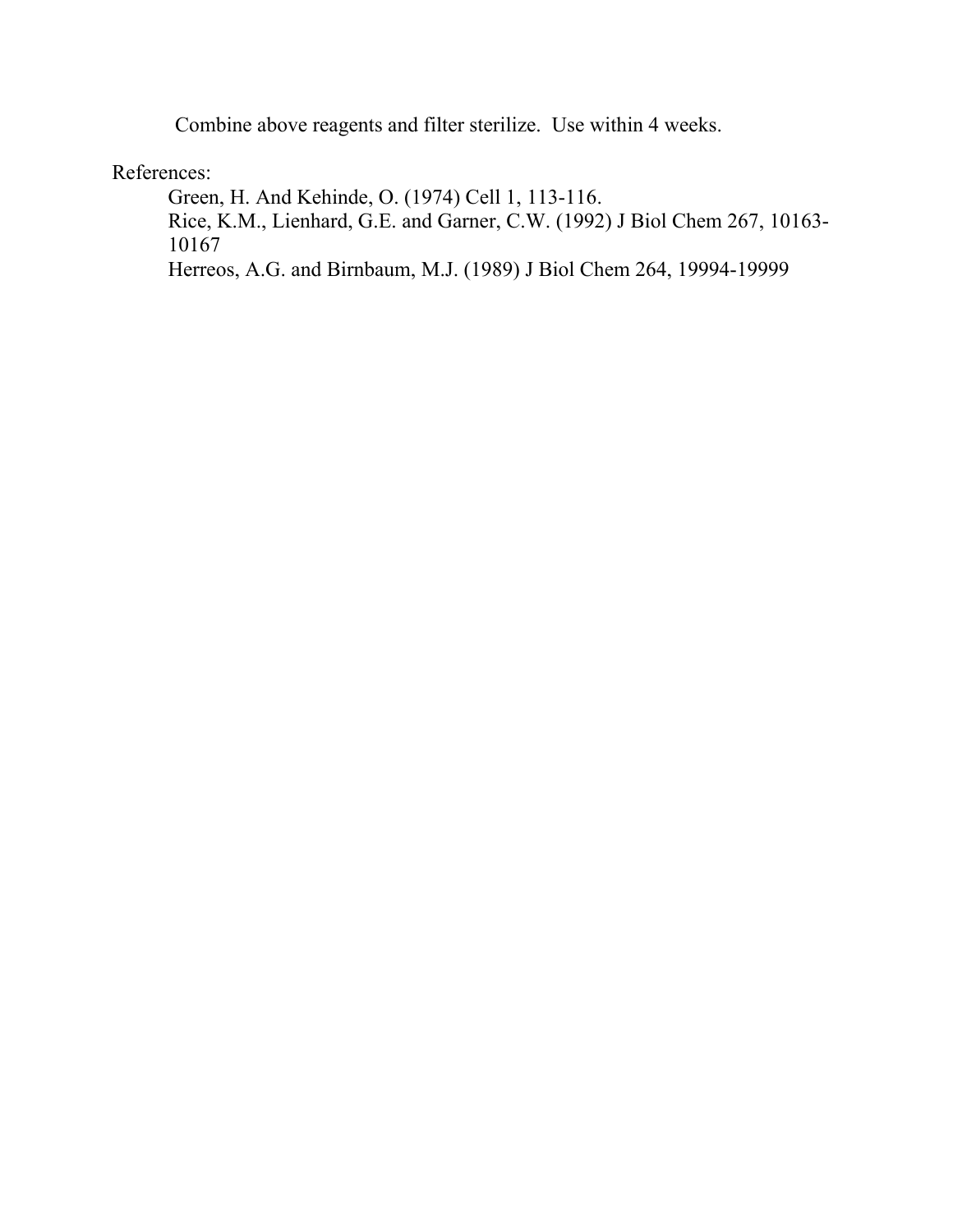Combine above reagents and filter sterilize. Use within 4 weeks.

References:

Green, H. And Kehinde, O. (1974) Cell 1, 113-116.

Rice, K.M., Lienhard, G.E. and Garner, C.W. (1992) J Biol Chem 267, 10163-10167

Herreos, A.G. and Birnbaum, M.J. (1989) J Biol Chem 264, 19994-19999